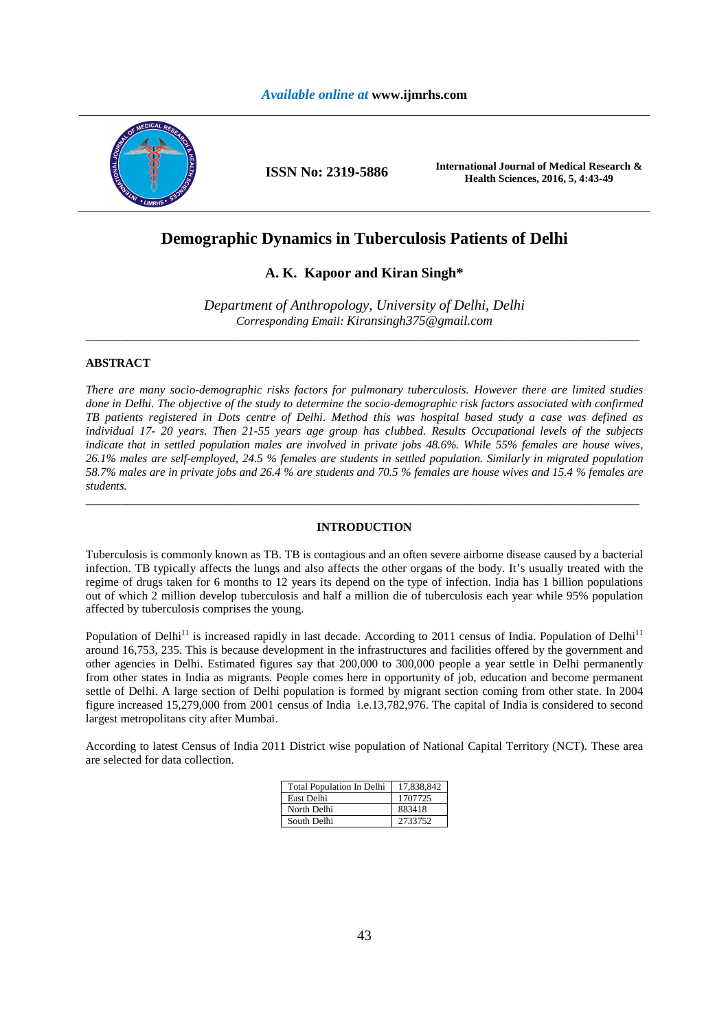*Available online at* **www.ijmrhs.com**

**ISSN No: 2319-5886**

**International Journal of Medical Research & Health Sciences, 2016, 5, 4:43-49**

# Demographic Dynamics in Tuberculosis Patients of Delhi

**A. K. Kapoor and Kiran Singh***

*Department of Anthropology, University of Delhi, Delhi*
*Corresponding Email: Kiransingh375@gmail.com*

---

## ABSTRACT

*There are many socio-demographic risks factors for pulmonary tuberculosis. However there are limited studies done in Delhi. The objective of the study to determine the socio-demographic risk factors associated with confirmed TB patients registered in Dots centre of Delhi. Method this was hospital based study a case was defined as individual 17- 20 years. Then 21-55 years age group has clubbed. Results Occupational levels of the subjects indicate that in settled population males are involved in private jobs 48.6%. While 55% females are house wives, 26.1% males are self-employed, 24.5 % females are students in settled population. Similarly in migrated population 58.7% males are in private jobs and 26.4 % are students and 70.5 % females are house wives and 15.4 % females are students.*

---

## INTRODUCTION

Tuberculosis is commonly known as TB. TB is contagious and an often severe airborne disease caused by a bacterial infection. TB typically affects the lungs and also affects the other organs of the body. It's usually treated with the regime of drugs taken for 6 months to 12 years its depend on the type of infection. India has 1 billion populations out of which 2 million develop tuberculosis and half a million die of tuberculosis each year while 95% population affected by tuberculosis comprises the young.

Population of Delhi[11] is increased rapidly in last decade. According to 2011 census of India. Population of Delhi[11] around 16,753, 235. This is because development in the infrastructures and facilities offered by the government and other agencies in Delhi. Estimated figures say that 200,000 to 300,000 people a year settle in Delhi permanently from other states in India as migrants. People comes here in opportunity of job, education and become permanent settle of Delhi. A large section of Delhi population is formed by migrant section coming from other state. In 2004 figure increased 15,279,000 from 2001 census of India i.e.13,782,976. The capital of India is considered to second largest metropolitans city after Mumbai.

According to latest Census of India 2011 District wise population of National Capital Territory (NCT). These area are selected for data collection.

| Total Population In Delhi | 17,838,842 |
|---|---|
| East Delhi | 1707725 |
| North Delhi | 883418 |
| South Delhi | 2733752 |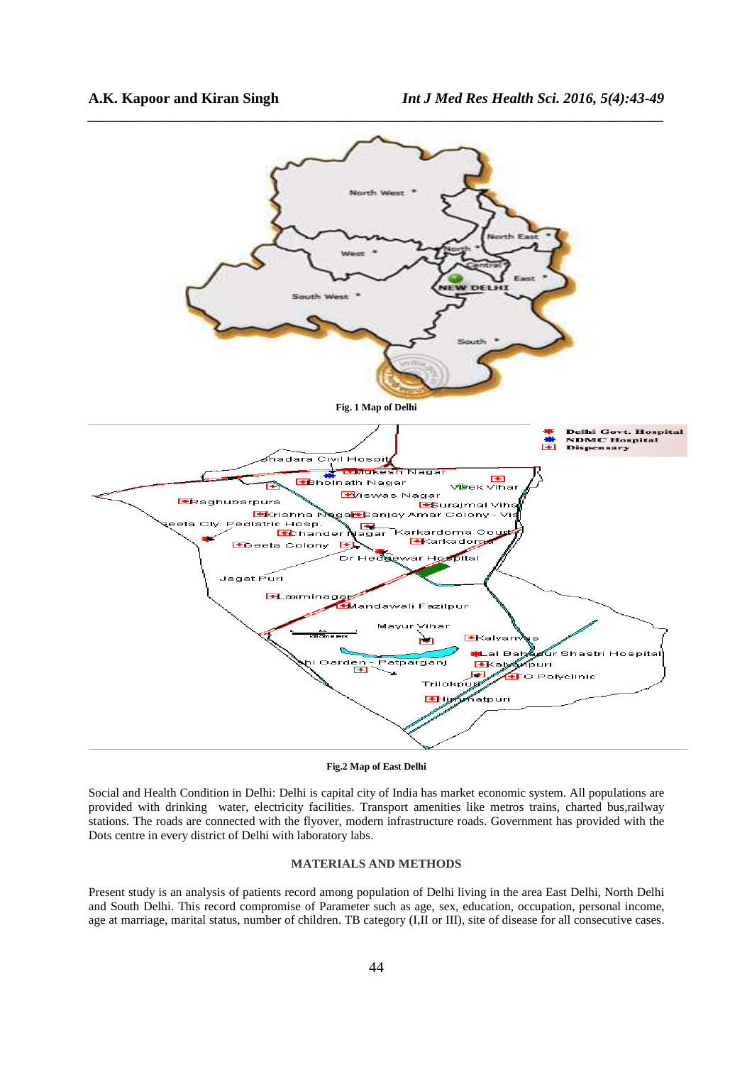Fig. 1 Map of Delhi

Fig.2 Map of East Delhi

Social and Health Condition in Delhi: Delhi is capital city of India has market economic system. All populations are provided with drinking water, electricity facilities. Transport amenities like metros trains, charted bus,railway stations. The roads are connected with the flyover, modern infrastructure roads. Government has provided with the Dots centre in every district of Delhi with laboratory labs.

## MATERIALS AND METHODS

Present study is an analysis of patients record among population of Delhi living in the area East Delhi, North Delhi and South Delhi. This record compromise of Parameter such as age, sex, education, occupation, personal income, age at marriage, marital status, number of children. TB category (I,II or III), site of disease for all consecutive cases.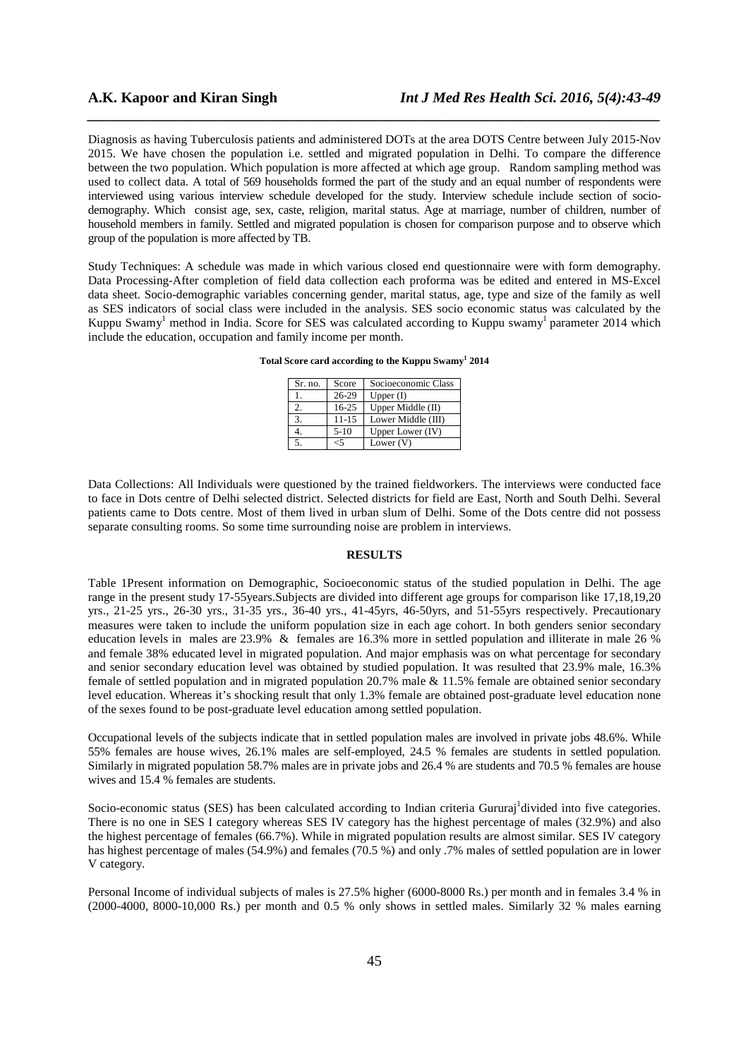Diagnosis as having Tuberculosis patients and administered DOTs at the area DOTS Centre between July 2015-Nov 2015. We have chosen the population i.e. settled and migrated population in Delhi. To compare the difference between the two population. Which population is more affected at which age group. Random sampling method was used to collect data. A total of 569 households formed the part of the study and an equal number of respondents were interviewed using various interview schedule developed for the study. Interview schedule include section of socio-demography. Which consist age, sex, caste, religion, marital status. Age at marriage, number of children, number of household members in family. Settled and migrated population is chosen for comparison purpose and to observe which group of the population is more affected by TB.

Study Techniques: A schedule was made in which various closed end questionnaire were with form demography. Data Processing-After completion of field data collection each proforma was be edited and entered in MS-Excel data sheet. Socio-demographic variables concerning gender, marital status, age, type and size of the family as well as SES indicators of social class were included in the analysis. SES socio economic status was calculated by the Kuppu Swamy[1] method in India. Score for SES was calculated according to Kuppu swamy[1] parameter 2014 which include the education, occupation and family income per month.

**Total Score card according to the Kuppu Swamy[1] 2014**

| Sr. no. | Score | Socioeconomic Class |
|---|---|---|
| 1. | 26-29 | Upper (I) |
| 2. | 16-25 | Upper Middle (II) |
| 3. | 11-15 | Lower Middle (III) |
| 4. | 5-10 | Upper Lower (IV) |
| 5. | <5 | Lower (V) |

Data Collections: All Individuals were questioned by the trained fieldworkers. The interviews were conducted face to face in Dots centre of Delhi selected district. Selected districts for field are East, North and South Delhi. Several patients came to Dots centre. Most of them lived in urban slum of Delhi. Some of the Dots centre did not possess separate consulting rooms. So some time surrounding noise are problem in interviews.

## RESULTS

Table 1Present information on Demographic, Socioeconomic status of the studied population in Delhi. The age range in the present study 17-55years.Subjects are divided into different age groups for comparison like 17,18,19,20 yrs., 21-25 yrs., 26-30 yrs., 31-35 yrs., 36-40 yrs., 41-45yrs, 46-50yrs, and 51-55yrs respectively. Precautionary measures were taken to include the uniform population size in each age cohort. In both genders senior secondary education levels in males are 23.9% & females are 16.3% more in settled population and illiterate in male 26 % and female 38% educated level in migrated population. And major emphasis was on what percentage for secondary and senior secondary education level was obtained by studied population. It was resulted that 23.9% male, 16.3% female of settled population and in migrated population 20.7% male & 11.5% female are obtained senior secondary level education. Whereas it's shocking result that only 1.3% female are obtained post-graduate level education none of the sexes found to be post-graduate level education among settled population.

Occupational levels of the subjects indicate that in settled population males are involved in private jobs 48.6%. While 55% females are house wives, 26.1% males are self-employed, 24.5 % females are students in settled population. Similarly in migrated population 58.7% males are in private jobs and 26.4 % are students and 70.5 % females are house wives and 15.4 % females are students.

Socio-economic status (SES) has been calculated according to Indian criteria Gururaj[1]divided into five categories. There is no one in SES I category whereas SES IV category has the highest percentage of males (32.9%) and also the highest percentage of females (66.7%). While in migrated population results are almost similar. SES IV category has highest percentage of males (54.9%) and females (70.5 %) and only .7% males of settled population are in lower V category.

Personal Income of individual subjects of males is 27.5% higher (6000-8000 Rs.) per month and in females 3.4 % in (2000-4000, 8000-10,000 Rs.) per month and 0.5 % only shows in settled males. Similarly 32 % males earning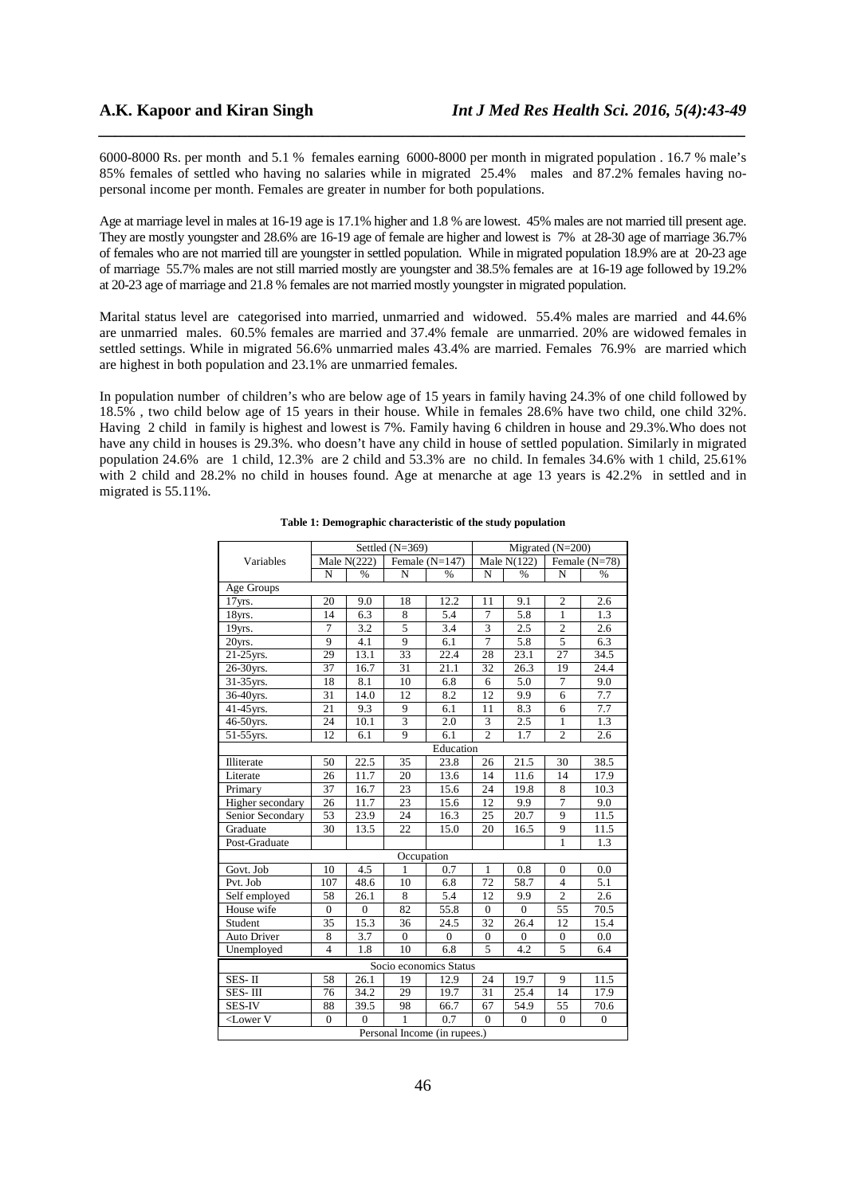6000-8000 Rs. per month and 5.1 % females earning 6000-8000 per month in migrated population . 16.7 % male's 85% females of settled who having no salaries while in migrated 25.4% males and 87.2% females having no-personal income per month. Females are greater in number for both populations.

Age at marriage level in males at 16-19 age is 17.1% higher and 1.8 % are lowest. 45% males are not married till present age. They are mostly youngster and 28.6% are 16-19 age of female are higher and lowest is 7% at 28-30 age of marriage 36.7% of females who are not married till are youngster in settled population. While in migrated population 18.9% are at 20-23 age of marriage 55.7% males are not still married mostly are youngster and 38.5% females are at 16-19 age followed by 19.2% at 20-23 age of marriage and 21.8 % females are not married mostly youngster in migrated population.

Marital status level are categorised into married, unmarried and widowed. 55.4% males are married and 44.6% are unmarried males. 60.5% females are married and 37.4% female are unmarried. 20% are widowed females in settled settings. While in migrated 56.6% unmarried males 43.4% are married. Females 76.9% are married which are highest in both population and 23.1% are unmarried females.

In population number of children's who are below age of 15 years in family having 24.3% of one child followed by 18.5% , two child below age of 15 years in their house. While in females 28.6% have two child, one child 32%. Having 2 child in family is highest and lowest is 7%. Family having 6 children in house and 29.3%.Who does not have any child in houses is 29.3%. who doesn't have any child in house of settled population. Similarly in migrated population 24.6% are 1 child, 12.3% are 2 child and 53.3% are no child. In females 34.6% with 1 child, 25.61% with 2 child and 28.2% no child in houses found. Age at menarche at age 13 years is 42.2% in settled and in migrated is 55.11%.

**Table 1: Demographic characteristic of the study population**

| Variables | Settled (N=369) | | | | Migrated (N=200) | | | |
|---|---|---|---|---|---|---|---|---|
| | Male N(222) | | Female (N=147) | | Male N(122) | | Female (N=78) | |
| | N | % | N | % | N | % | N | % |
| Age Groups | | | | | | | | |
| 17yrs. | 20 | 9.0 | 18 | 12.2 | 11 | 9.1 | 2 | 2.6 |
| 18yrs. | 14 | 6.3 | 8 | 5.4 | 7 | 5.8 | 1 | 1.3 |
| 19yrs. | 7 | 3.2 | 5 | 3.4 | 3 | 2.5 | 2 | 2.6 |
| 20yrs. | 9 | 4.1 | 9 | 6.1 | 7 | 5.8 | 5 | 6.3 |
| 21-25yrs. | 29 | 13.1 | 33 | 22.4 | 28 | 23.1 | 27 | 34.5 |
| 26-30yrs. | 37 | 16.7 | 31 | 21.1 | 32 | 26.3 | 19 | 24.4 |
| 31-35yrs. | 18 | 8.1 | 10 | 6.8 | 6 | 5.0 | 7 | 9.0 |
| 36-40yrs. | 31 | 14.0 | 12 | 8.2 | 12 | 9.9 | 6 | 7.7 |
| 41-45yrs. | 21 | 9.3 | 9 | 6.1 | 11 | 8.3 | 6 | 7.7 |
| 46-50yrs. | 24 | 10.1 | 3 | 2.0 | 3 | 2.5 | 1 | 1.3 |
| 51-55yrs. | 12 | 6.1 | 9 | 6.1 | 2 | 1.7 | 2 | 2.6 |
| Education | | | | | | | | |
| Illiterate | 50 | 22.5 | 35 | 23.8 | 26 | 21.5 | 30 | 38.5 |
| Literate | 26 | 11.7 | 20 | 13.6 | 14 | 11.6 | 14 | 17.9 |
| Primary | 37 | 16.7 | 23 | 15.6 | 24 | 19.8 | 8 | 10.3 |
| Higher secondary | 26 | 11.7 | 23 | 15.6 | 12 | 9.9 | 7 | 9.0 |
| Senior Secondary | 53 | 23.9 | 24 | 16.3 | 25 | 20.7 | 9 | 11.5 |
| Graduate | 30 | 13.5 | 22 | 15.0 | 20 | 16.5 | 9 | 11.5 |
| Post-Graduate | | | | | | | 1 | 1.3 |
| Occupation | | | | | | | | |
| Govt. Job | 10 | 4.5 | 1 | 0.7 | 1 | 0.8 | 0 | 0.0 |
| Pvt. Job | 107 | 48.6 | 10 | 6.8 | 72 | 58.7 | 4 | 5.1 |
| Self employed | 58 | 26.1 | 8 | 5.4 | 12 | 9.9 | 2 | 2.6 |
| House wife | 0 | 0 | 82 | 55.8 | 0 | 0 | 55 | 70.5 |
| Student | 35 | 15.3 | 36 | 24.5 | 32 | 26.4 | 12 | 15.4 |
| Auto Driver | 8 | 3.7 | 0 | 0 | 0 | 0 | 0 | 0.0 |
| Unemployed | 4 | 1.8 | 10 | 6.8 | 5 | 4.2 | 5 | 6.4 |
| Socio economics Status | | | | | | | | |
| SES- II | 58 | 26.1 | 19 | 12.9 | 24 | 19.7 | 9 | 11.5 |
| SES- III | 76 | 34.2 | 29 | 19.7 | 31 | 25.4 | 14 | 17.9 |
| SES-IV | 88 | 39.5 | 98 | 66.7 | 67 | 54.9 | 55 | 70.6 |
| <Lower V | 0 | 0 | 1 | 0.7 | 0 | 0 | 0 | 0 |
| Personal Income (in rupees.) | | | | | | | | |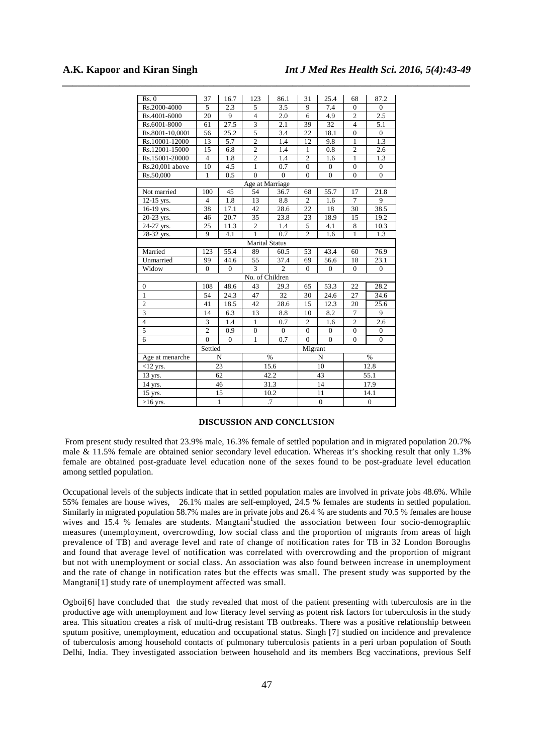| Rs. 0 | 37 | 16.7 | 123 | 86.1 | 31 | 25.4 | 68 | 87.2 |
|---|---|---|---|---|---|---|---|---|
| Rs.2000-4000 | 5 | 2.3 | 5 | 3.5 | 9 | 7.4 | 0 | 0 |
| Rs.4001-6000 | 20 | 9 | 4 | 2.0 | 6 | 4.9 | 2 | 2.5 |
| Rs.6001-8000 | 61 | 27.5 | 3 | 2.1 | 39 | 32 | 4 | 5.1 |
| Rs.8001-10,0001 | 56 | 25.2 | 5 | 3.4 | 22 | 18.1 | 0 | 0 |
| Rs.10001-12000 | 13 | 5.7 | 2 | 1.4 | 12 | 9.8 | 1 | 1.3 |
| Rs.12001-15000 | 15 | 6.8 | 2 | 1.4 | 1 | 0.8 | 2 | 2.6 |
| Rs.15001-20000 | 4 | 1.8 | 2 | 1.4 | 2 | 1.6 | 1 | 1.3 |
| Rs.20,001 above | 10 | 4.5 | 1 | 0.7 | 0 | 0 | 0 | 0 |
| Rs.50,000 | 1 | 0.5 | 0 | 0 | 0 | 0 | 0 | 0 |
| Age at Marriage | | | | | | | | |
| Not married | 100 | 45 | 54 | 36.7 | 68 | 55.7 | 17 | 21.8 |
| 12-15 yrs. | 4 | 1.8 | 13 | 8.8 | 2 | 1.6 | 7 | 9 |
| 16-19 yrs. | 38 | 17.1 | 42 | 28.6 | 22 | 18 | 30 | 38.5 |
| 20-23 yrs. | 46 | 20.7 | 35 | 23.8 | 23 | 18.9 | 15 | 19.2 |
| 24-27 yrs. | 25 | 11.3 | 2 | 1.4 | 5 | 4.1 | 8 | 10.3 |
| 28-32 yrs. | 9 | 4.1 | 1 | 0.7 | 2 | 1.6 | 1 | 1.3 |
| Marital Status | | | | | | | | |
| Married | 123 | 55.4 | 89 | 60.5 | 53 | 43.4 | 60 | 76.9 |
| Unmarried | 99 | 44.6 | 55 | 37.4 | 69 | 56.6 | 18 | 23.1 |
| Widow | 0 | 0 | 3 | 2 | 0 | 0 | 0 | 0 |
| No. of Children | | | | | | | | |
| 0 | 108 | 48.6 | 43 | 29.3 | 65 | 53.3 | 22 | 28.2 |
| 1 | 54 | 24.3 | 47 | 32 | 30 | 24.6 | 27 | 34.6 |
| 2 | 41 | 18.5 | 42 | 28.6 | 15 | 12.3 | 20 | 25.6 |
| 3 | 14 | 6.3 | 13 | 8.8 | 10 | 8.2 | 7 | 9 |
| 4 | 3 | 1.4 | 1 | 0.7 | 2 | 1.6 | 2 | 2.6 |
| 5 | 2 | 0.9 | 0 | 0 | 0 | 0 | 0 | 0 |
| 6 | 0 | 0 | 1 | 0.7 | 0 | 0 | 0 | 0 |
| | Settled | | | | Migrant | | | |
| Age at menarche | N | | % | | N | | % | |
| <12 yrs. | 23 | | 15.6 | | 10 | | 12.8 | |
| 13 yrs. | 62 | | 42.2 | | 43 | | 55.1 | |
| 14 yrs. | 46 | | 31.3 | | 14 | | 17.9 | |
| 15 yrs. | 15 | | 10.2 | | 11 | | 14.1 | |
| >16 yrs. | 1 | | .7 | | 0 | | 0 | |

## DISCUSSION AND CONCLUSION

From present study resulted that 23.9% male, 16.3% female of settled population and in migrated population 20.7% male & 11.5% female are obtained senior secondary level education. Whereas it's shocking result that only 1.3% female are obtained post-graduate level education none of the sexes found to be post-graduate level education among settled population.

Occupational levels of the subjects indicate that in settled population males are involved in private jobs 48.6%. While 55% females are house wives, 26.1% males are self-employed, 24.5 % females are students in settled population. Similarly in migrated population 58.7% males are in private jobs and 26.4 % are students and 70.5 % females are house wives and 15.4 % females are students. Mangtani[1]studied the association between four socio-demographic measures (unemployment, overcrowding, low social class and the proportion of migrants from areas of high prevalence of TB) and average level and rate of change of notification rates for TB in 32 London Boroughs and found that average level of notification was correlated with overcrowding and the proportion of migrant but not with unemployment or social class. An association was also found between increase in unemployment and the rate of change in notification rates but the effects was small. The present study was supported by the Mangtani[1] study rate of unemployment affected was small.

Ogboi[6] have concluded that the study revealed that most of the patient presenting with tuberculosis are in the productive age with unemployment and low literacy level serving as potent risk factors for tuberculosis in the study area. This situation creates a risk of multi-drug resistant TB outbreaks. There was a positive relationship between sputum positive, unemployment, education and occupational status. Singh [7] studied on incidence and prevalence of tuberculosis among household contacts of pulmonary tuberculosis patients in a peri urban population of South Delhi, India. They investigated association between household and its members Bcg vaccinations, previous Self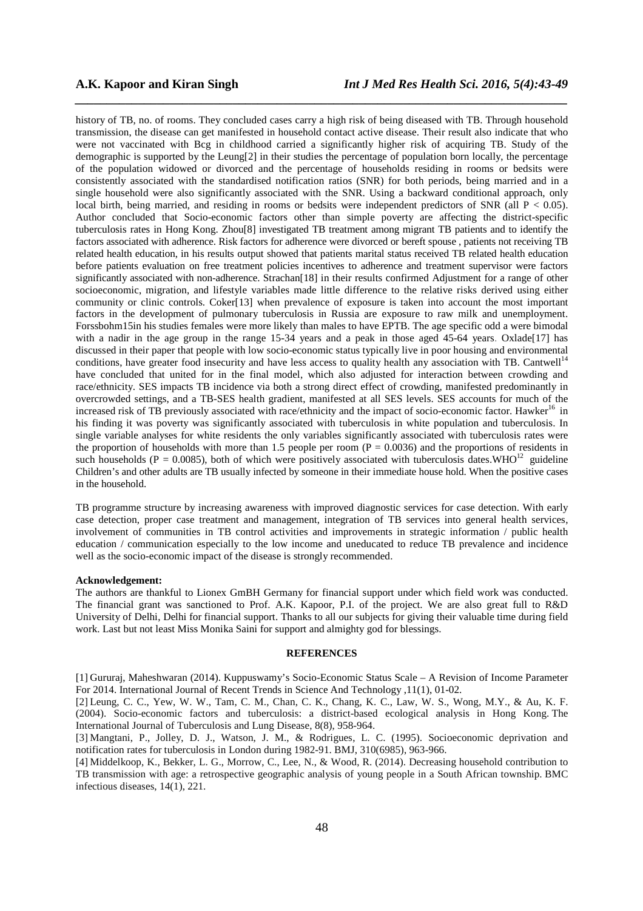history of TB, no. of rooms. They concluded cases carry a high risk of being diseased with TB. Through household transmission, the disease can get manifested in household contact active disease. Their result also indicate that who were not vaccinated with Bcg in childhood carried a significantly higher risk of acquiring TB. Study of the demographic is supported by the Leung[2] in their studies the percentage of population born locally, the percentage of the population widowed or divorced and the percentage of households residing in rooms or bedsits were consistently associated with the standardised notification ratios (SNR) for both periods, being married and in a single household were also significantly associated with the SNR. Using a backward conditional approach, only local birth, being married, and residing in rooms or bedsits were independent predictors of SNR (all $P < 0.05$). Author concluded that Socio-economic factors other than simple poverty are affecting the district-specific tuberculosis rates in Hong Kong. Zhou[8] investigated TB treatment among migrant TB patients and to identify the factors associated with adherence. Risk factors for adherence were divorced or bereft spouse , patients not receiving TB related health education, in his results output showed that patients marital status received TB related health education before patients evaluation on free treatment policies incentives to adherence and treatment supervisor were factors significantly associated with non-adherence. Strachan[18] in their results confirmed Adjustment for a range of other socioeconomic, migration, and lifestyle variables made little difference to the relative risks derived using either community or clinic controls. Coker[13] when prevalence of exposure is taken into account the most important factors in the development of pulmonary tuberculosis in Russia are exposure to raw milk and unemployment. Forssbohm15in his studies females were more likely than males to have EPTB. The age specific odd a were bimodal with a nadir in the age group in the range 15-34 years and a peak in those aged 45-64 years. Oxlade[17] has discussed in their paper that people with low socio-economic status typically live in poor housing and environmental conditions, have greater food insecurity and have less access to quality health any association with TB. Cantwell[14] have concluded that united for in the final model, which also adjusted for interaction between crowding and race/ethnicity. SES impacts TB incidence via both a strong direct effect of crowding, manifested predominantly in overcrowded settings, and a TB-SES health gradient, manifested at all SES levels. SES accounts for much of the increased risk of TB previously associated with race/ethnicity and the impact of socio-economic factor. Hawker[16] in his finding it was poverty was significantly associated with tuberculosis in white population and tuberculosis. In single variable analyses for white residents the only variables significantly associated with tuberculosis rates were the proportion of households with more than 1.5 people per room ($P = 0.0036$) and the proportions of residents in such households ($P = 0.0085$), both of which were positively associated with tuberculosis dates.WHO[12] guideline Children's and other adults are TB usually infected by someone in their immediate house hold. When the positive cases in the household.

TB programme structure by increasing awareness with improved diagnostic services for case detection. With early case detection, proper case treatment and management, integration of TB services into general health services, involvement of communities in TB control activities and improvements in strategic information / public health education / communication especially to the low income and uneducated to reduce TB prevalence and incidence well as the socio-economic impact of the disease is strongly recommended.

**Acknowledgement:**

The authors are thankful to Lionex GmBH Germany for financial support under which field work was conducted. The financial grant was sanctioned to Prof. A.K. Kapoor, P.I. of the project. We are also great full to R&D University of Delhi, Delhi for financial support. Thanks to all our subjects for giving their valuable time during field work. Last but not least Miss Monika Saini for support and almighty god for blessings.

## REFERENCES

[1] Gururaj, Maheshwaran (2014). Kuppuswamy's Socio-Economic Status Scale – A Revision of Income Parameter For 2014. International Journal of Recent Trends in Science And Technology ,11(1), 01-02.

[2] Leung, C. C., Yew, W. W., Tam, C. M., Chan, C. K., Chang, K. C., Law, W. S., Wong, M.Y., & Au, K. F. (2004). Socio-economic factors and tuberculosis: a district-based ecological analysis in Hong Kong. The International Journal of Tuberculosis and Lung Disease, 8(8), 958-964.

[3] Mangtani, P., Jolley, D. J., Watson, J. M., & Rodrigues, L. C. (1995). Socioeconomic deprivation and notification rates for tuberculosis in London during 1982-91. BMJ, 310(6985), 963-966.

[4] Middelkoop, K., Bekker, L. G., Morrow, C., Lee, N., & Wood, R. (2014). Decreasing household contribution to TB transmission with age: a retrospective geographic analysis of young people in a South African township. BMC infectious diseases, 14(1), 221.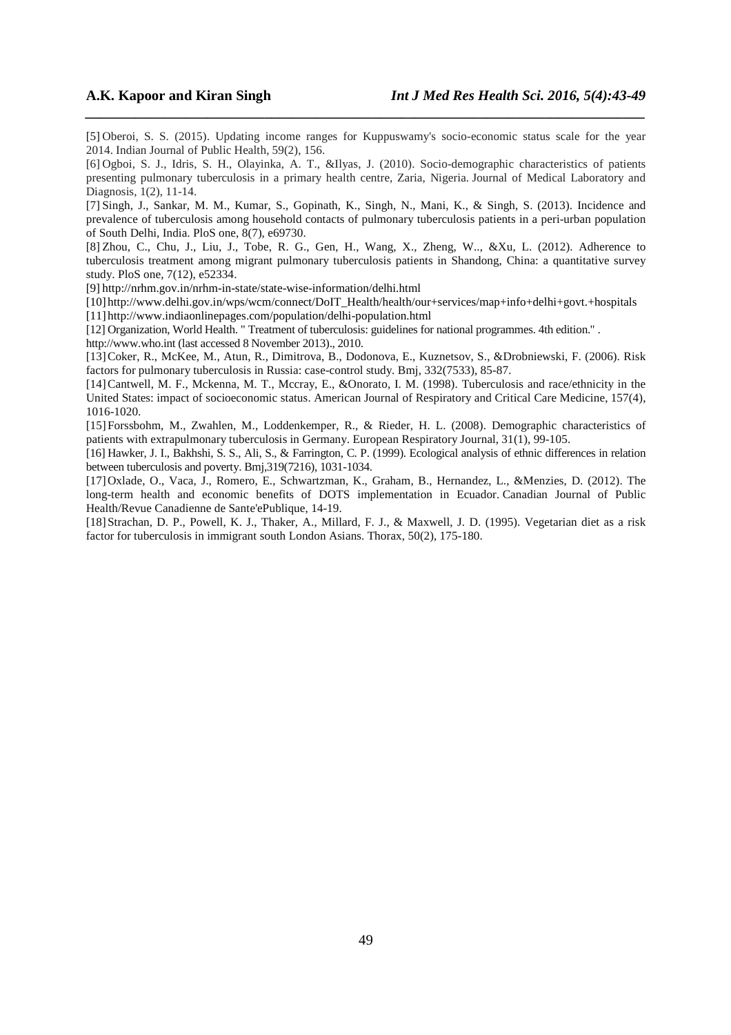[5] Oberoi, S. S. (2015). Updating income ranges for Kuppuswamy's socio-economic status scale for the year 2014. Indian Journal of Public Health, 59(2), 156.

[6] Ogboi, S. J., Idris, S. H., Olayinka, A. T., &Ilyas, J. (2010). Socio-demographic characteristics of patients presenting pulmonary tuberculosis in a primary health centre, Zaria, Nigeria. Journal of Medical Laboratory and Diagnosis, 1(2), 11-14.

[7] Singh, J., Sankar, M. M., Kumar, S., Gopinath, K., Singh, N., Mani, K., & Singh, S. (2013). Incidence and prevalence of tuberculosis among household contacts of pulmonary tuberculosis patients in a peri-urban population of South Delhi, India. PloS one, 8(7), e69730.

[8] Zhou, C., Chu, J., Liu, J., Tobe, R. G., Gen, H., Wang, X., Zheng, W.., &Xu, L. (2012). Adherence to tuberculosis treatment among migrant pulmonary tuberculosis patients in Shandong, China: a quantitative survey study. PloS one, 7(12), e52334.

[9] http://nrhm.gov.in/nrhm-in-state/state-wise-information/delhi.html

[10] http://www.delhi.gov.in/wps/wcm/connect/DoIT_Health/health/our+services/map+info+delhi+govt.+hospitals

[11] http://www.indiaonlinepages.com/population/delhi-population.html

[12] Organization, World Health. " Treatment of tuberculosis: guidelines for national programmes. 4th edition." . http://www.who.int (last accessed 8 November 2013)., 2010.

[13] Coker, R., McKee, M., Atun, R., Dimitrova, B., Dodonova, E., Kuznetsov, S., &Drobniewski, F. (2006). Risk factors for pulmonary tuberculosis in Russia: case-control study. Bmj, 332(7533), 85-87.

[14] Cantwell, M. F., Mckenna, M. T., Mccray, E., &Onorato, I. M. (1998). Tuberculosis and race/ethnicity in the United States: impact of socioeconomic status. American Journal of Respiratory and Critical Care Medicine, 157(4), 1016-1020.

[15] Forssbohm, M., Zwahlen, M., Loddenkemper, R., & Rieder, H. L. (2008). Demographic characteristics of patients with extrapulmonary tuberculosis in Germany. European Respiratory Journal, 31(1), 99-105.

[16] Hawker, J. I., Bakhshi, S. S., Ali, S., & Farrington, C. P. (1999). Ecological analysis of ethnic differences in relation between tuberculosis and poverty. Bmj,319(7216), 1031-1034.

[17] Oxlade, O., Vaca, J., Romero, E., Schwartzman, K., Graham, B., Hernandez, L., &Menzies, D. (2012). The long-term health and economic benefits of DOTS implementation in Ecuador. Canadian Journal of Public Health/Revue Canadienne de Sante'ePublique, 14-19.

[18] Strachan, D. P., Powell, K. J., Thaker, A., Millard, F. J., & Maxwell, J. D. (1995). Vegetarian diet as a risk factor for tuberculosis in immigrant south London Asians. Thorax, 50(2), 175-180.